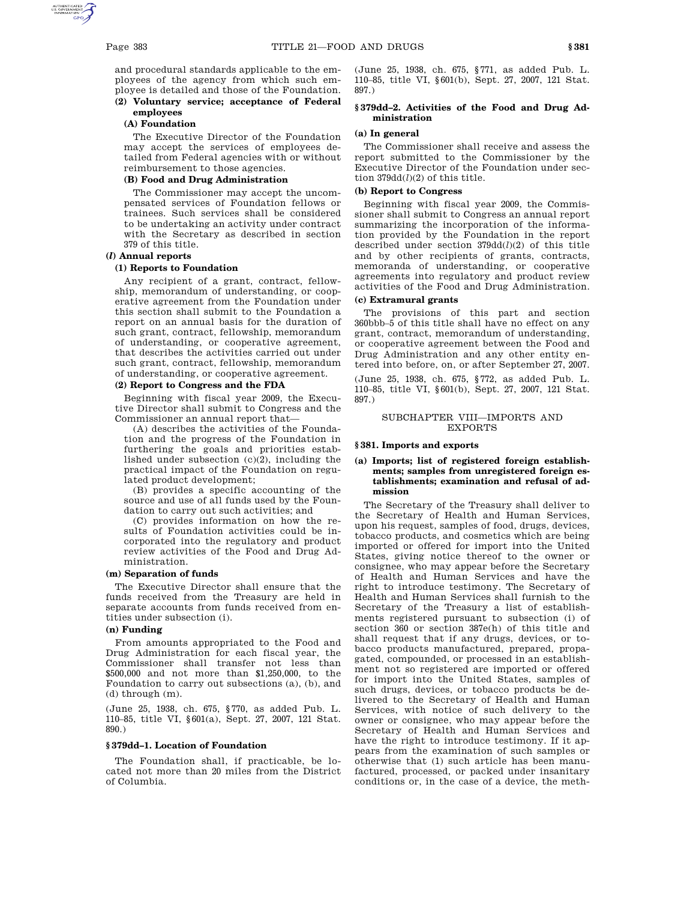and procedural standards applicable to the employees of the agency from which such employee is detailed and those of the Foundation.

**(2) Voluntary service; acceptance of Federal employees**

**(A) Foundation**

The Executive Director of the Foundation may accept the services of employees detailed from Federal agencies with or without reimbursement to those agencies.

**(B) Food and Drug Administration**

The Commissioner may accept the uncompensated services of Foundation fellows or trainees. Such services shall be considered to be undertaking an activity under contract with the Secretary as described in section 379 of this title.

**(*l*) Annual reports**

**(1) Reports to Foundation**

Any recipient of a grant, contract, fellowship, memorandum of understanding, or cooperative agreement from the Foundation under this section shall submit to the Foundation a report on an annual basis for the duration of such grant, contract, fellowship, memorandum of understanding, or cooperative agreement, that describes the activities carried out under such grant, contract, fellowship, memorandum of understanding, or cooperative agreement.

**(2) Report to Congress and the FDA**

Beginning with fiscal year 2009, the Executive Director shall submit to Congress and the Commissioner an annual report that—

(A) describes the activities of the Foundation and the progress of the Foundation in furthering the goals and priorities established under subsection (c)(2), including the practical impact of the Foundation on regulated product development;

(B) provides a specific accounting of the source and use of all funds used by the Foundation to carry out such activities; and

(C) provides information on how the results of Foundation activities could be incorporated into the regulatory and product review activities of the Food and Drug Administration.

**(m) Separation of funds**

The Executive Director shall ensure that the funds received from the Treasury are held in separate accounts from funds received from entities under subsection (i).

**(n) Funding**

From amounts appropriated to the Food and Drug Administration for each fiscal year, the Commissioner shall transfer not less than $500,000 and not more than $1,250,000, to the Foundation to carry out subsections (a), (b), and (d) through (m).

(June 25, 1938, ch. 675, §770, as added Pub. L. 110–85, title VI, §601(a), Sept. 27, 2007, 121 Stat. 890.)

### §379dd–1. Location of Foundation

The Foundation shall, if practicable, be located not more than 20 miles from the District of Columbia.

(June 25, 1938, ch. 675, §771, as added Pub. L. 110–85, title VI, §601(b), Sept. 27, 2007, 121 Stat. 897.)

### §379dd–2. Activities of the Food and Drug Administration

**(a) In general**

The Commissioner shall receive and assess the report submitted to the Commissioner by the Executive Director of the Foundation under section 379dd(*l*)(2) of this title.

**(b) Report to Congress**

Beginning with fiscal year 2009, the Commissioner shall submit to Congress an annual report summarizing the incorporation of the information provided by the Foundation in the report described under section 379dd(*l*)(2) of this title and by other recipients of grants, contracts, memoranda of understanding, or cooperative agreements into regulatory and product review activities of the Food and Drug Administration.

**(c) Extramural grants**

The provisions of this part and section 360bbb–5 of this title shall have no effect on any grant, contract, memorandum of understanding, or cooperative agreement between the Food and Drug Administration and any other entity entered into before, on, or after September 27, 2007.

(June 25, 1938, ch. 675, §772, as added Pub. L. 110–85, title VI, §601(b), Sept. 27, 2007, 121 Stat. 897.)

## SUBCHAPTER VIII—IMPORTS AND EXPORTS

### §381. Imports and exports

**(a) Imports; list of registered foreign establishments; samples from unregistered foreign establishments; examination and refusal of admission**

The Secretary of the Treasury shall deliver to the Secretary of Health and Human Services, upon his request, samples of food, drugs, devices, tobacco products, and cosmetics which are being imported or offered for import into the United States, giving notice thereof to the owner or consignee, who may appear before the Secretary of Health and Human Services and have the right to introduce testimony. The Secretary of Health and Human Services shall furnish to the Secretary of the Treasury a list of establishments registered pursuant to subsection (i) of section 360 or section 387e(h) of this title and shall request that if any drugs, devices, or tobacco products manufactured, prepared, propagated, compounded, or processed in an establishment not so registered are imported or offered for import into the United States, samples of such drugs, devices, or tobacco products be delivered to the Secretary of Health and Human Services, with notice of such delivery to the owner or consignee, who may appear before the Secretary of Health and Human Services and have the right to introduce testimony. If it appears from the examination of such samples or otherwise that (1) such article has been manufactured, processed, or packed under insanitary conditions or, in the case of a device, the meth-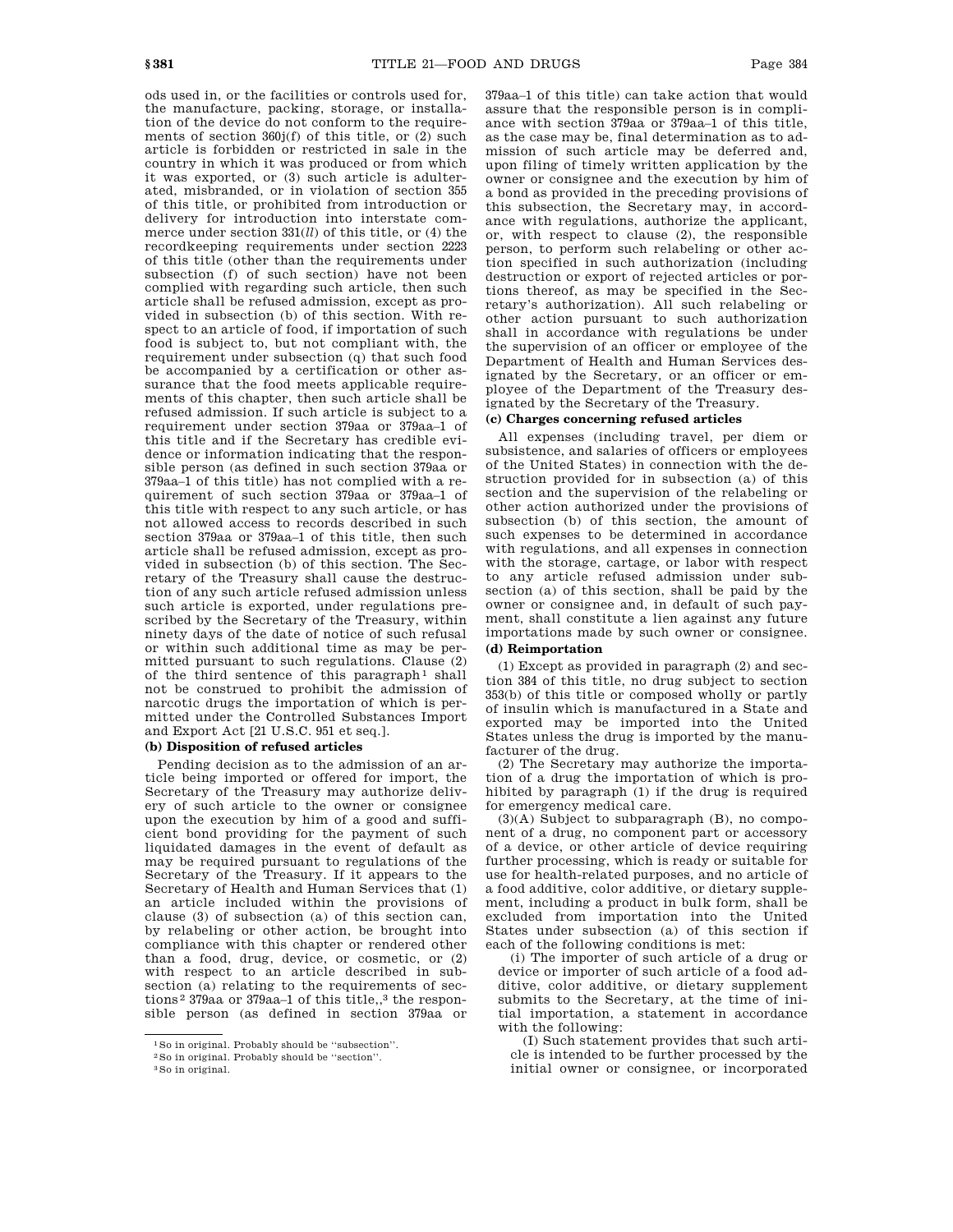ods used in, or the facilities or controls used for, the manufacture, packing, storage, or installation of the device do not conform to the requirements of section 360j(f) of this title, or (2) such article is forbidden or restricted in sale in the country in which it was produced or from which it was exported, or (3) such article is adulterated, misbranded, or in violation of section 355 of this title, or prohibited from introduction or delivery for introduction into interstate commerce under section 331(*ll*) of this title, or (4) the recordkeeping requirements under section 2223 of this title (other than the requirements under subsection (f) of such section) have not been complied with regarding such article, then such article shall be refused admission, except as provided in subsection (b) of this section. With respect to an article of food, if importation of such food is subject to, but not compliant with, the requirement under subsection (q) that such food be accompanied by a certification or other assurance that the food meets applicable requirements of this chapter, then such article shall be refused admission. If such article is subject to a requirement under section 379aa or 379aa–1 of this title and if the Secretary has credible evidence or information indicating that the responsible person (as defined in such section 379aa or 379aa–1 of this title) has not complied with a requirement of such section 379aa or 379aa–1 of this title with respect to any such article, or has not allowed access to records described in such section 379aa or 379aa–1 of this title, then such article shall be refused admission, except as provided in subsection (b) of this section. The Secretary of the Treasury shall cause the destruction of any such article refused admission unless such article is exported, under regulations prescribed by the Secretary of the Treasury, within ninety days of the date of notice of such refusal or within such additional time as may be permitted pursuant to such regulations. Clause (2) of the third sentence of this paragraph[1] shall not be construed to prohibit the admission of narcotic drugs the importation of which is permitted under the Controlled Substances Import and Export Act [21 U.S.C. 951 et seq.].

**(b) Disposition of refused articles**

Pending decision as to the admission of an article being imported or offered for import, the Secretary of the Treasury may authorize delivery of such article to the owner or consignee upon the execution by him of a good and sufficient bond providing for the payment of such liquidated damages in the event of default as may be required pursuant to regulations of the Secretary of the Treasury. If it appears to the Secretary of Health and Human Services that (1) an article included within the provisions of clause (3) of subsection (a) of this section can, by relabeling or other action, be brought into compliance with this chapter or rendered other than a food, drug, device, or cosmetic, or (2) with respect to an article described in subsection (a) relating to the requirements of sections[2] 379aa or 379aa–1 of this title,,[3] the responsible person (as defined in section 379aa or 379aa–1 of this title) can take action that would assure that the responsible person is in compliance with section 379aa or 379aa–1 of this title, as the case may be, final determination as to admission of such article may be deferred and, upon filing of timely written application by the owner or consignee and the execution by him of a bond as provided in the preceding provisions of this subsection, the Secretary may, in accordance with regulations, authorize the applicant, or, with respect to clause (2), the responsible person, to perform such relabeling or other action specified in such authorization (including destruction or export of rejected articles or portions thereof, as may be specified in the Secretary's authorization). All such relabeling or other action pursuant to such authorization shall in accordance with regulations be under the supervision of an officer or employee of the Department of Health and Human Services designated by the Secretary, or an officer or employee of the Department of the Treasury designated by the Secretary of the Treasury.

**(c) Charges concerning refused articles**

All expenses (including travel, per diem or subsistence, and salaries of officers or employees of the United States) in connection with the destruction provided for in subsection (a) of this section and the supervision of the relabeling or other action authorized under the provisions of subsection (b) of this section, the amount of such expenses to be determined in accordance with regulations, and all expenses in connection with the storage, cartage, or labor with respect to any article refused admission under subsection (a) of this section, shall be paid by the owner or consignee and, in default of such payment, shall constitute a lien against any future importations made by such owner or consignee.

**(d) Reimportation**

(1) Except as provided in paragraph (2) and section 384 of this title, no drug subject to section 353(b) of this title or composed wholly or partly of insulin which is manufactured in a State and exported may be imported into the United States unless the drug is imported by the manufacturer of the drug.

(2) The Secretary may authorize the importation of a drug the importation of which is prohibited by paragraph (1) if the drug is required for emergency medical care.

(3)(A) Subject to subparagraph (B), no component of a drug, no component part or accessory of a device, or other article of device requiring further processing, which is ready or suitable for use for health-related purposes, and no article of a food additive, color additive, or dietary supplement, including a product in bulk form, shall be excluded from importation into the United States under subsection (a) of this section if each of the following conditions is met:

(i) The importer of such article of a drug or device or importer of such article of a food additive, color additive, or dietary supplement submits to the Secretary, at the time of initial importation, a statement in accordance with the following:

(I) Such statement provides that such article is intended to be further processed by the initial owner or consignee, or incorporated

---

[1] So in original. Probably should be "subsection".

[2] So in original. Probably should be "section".

[3] So in original.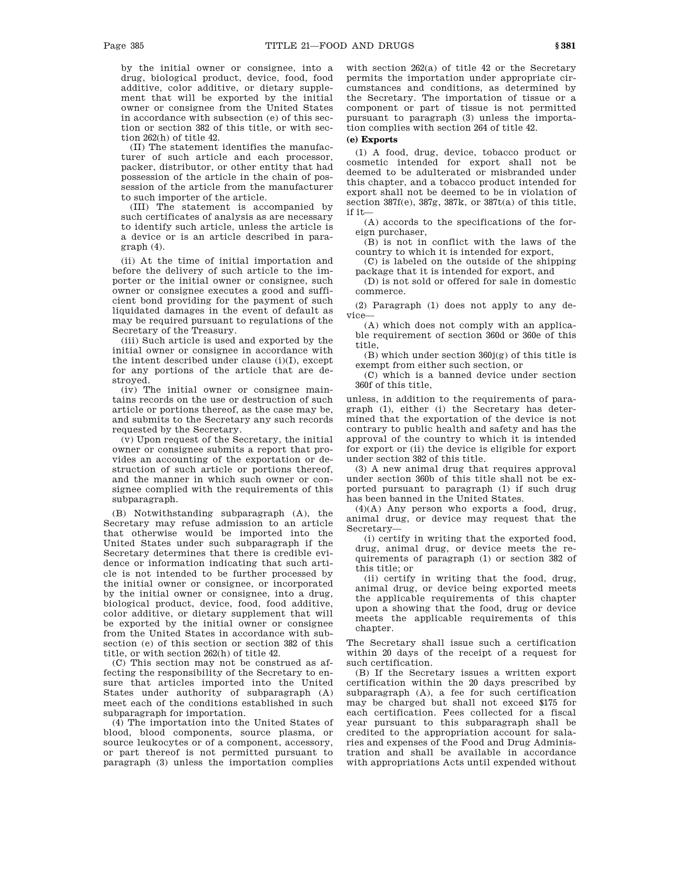by the initial owner or consignee, into a drug, biological product, device, food, food additive, color additive, or dietary supplement that will be exported by the initial owner or consignee from the United States in accordance with subsection (e) of this section or section 382 of this title, or with section 262(h) of title 42.

(II) The statement identifies the manufacturer of such article and each processor, packer, distributor, or other entity that had possession of the article in the chain of possession of the article from the manufacturer to such importer of the article.

(III) The statement is accompanied by such certificates of analysis as are necessary to identify such article, unless the article is a device or is an article described in paragraph (4).

(ii) At the time of initial importation and before the delivery of such article to the importer or the initial owner or consignee, such owner or consignee executes a good and sufficient bond providing for the payment of such liquidated damages in the event of default as may be required pursuant to regulations of the Secretary of the Treasury.

(iii) Such article is used and exported by the initial owner or consignee in accordance with the intent described under clause (i)(I), except for any portions of the article that are destroyed.

(iv) The initial owner or consignee maintains records on the use or destruction of such article or portions thereof, as the case may be, and submits to the Secretary any such records requested by the Secretary.

(v) Upon request of the Secretary, the initial owner or consignee submits a report that provides an accounting of the exportation or destruction of such article or portions thereof, and the manner in which such owner or consignee complied with the requirements of this subparagraph.

(B) Notwithstanding subparagraph (A), the Secretary may refuse admission to an article that otherwise would be imported into the United States under such subparagraph if the Secretary determines that there is credible evidence or information indicating that such article is not intended to be further processed by the initial owner or consignee, or incorporated by the initial owner or consignee, into a drug, biological product, device, food, food additive, color additive, or dietary supplement that will be exported by the initial owner or consignee from the United States in accordance with subsection (e) of this section or section 382 of this title, or with section 262(h) of title 42.

(C) This section may not be construed as affecting the responsibility of the Secretary to ensure that articles imported into the United States under authority of subparagraph (A) meet each of the conditions established in such subparagraph for importation.

(4) The importation into the United States of blood, blood components, source plasma, or source leukocytes or of a component, accessory, or part thereof is not permitted pursuant to paragraph (3) unless the importation complies with section 262(a) of title 42 or the Secretary permits the importation under appropriate circumstances and conditions, as determined by the Secretary. The importation of tissue or a component or part of tissue is not permitted pursuant to paragraph (3) unless the importation complies with section 264 of title 42.

**(e) Exports**

(1) A food, drug, device, tobacco product or cosmetic intended for export shall not be deemed to be adulterated or misbranded under this chapter, and a tobacco product intended for export shall not be deemed to be in violation of section 387f(e), 387g, 387k, or 387t(a) of this title, if it—

(A) accords to the specifications of the foreign purchaser,

(B) is not in conflict with the laws of the country to which it is intended for export,

(C) is labeled on the outside of the shipping package that it is intended for export, and

(D) is not sold or offered for sale in domestic commerce.

(2) Paragraph (1) does not apply to any device—

(A) which does not comply with an applicable requirement of section 360d or 360e of this title,

(B) which under section 360j(g) of this title is exempt from either such section, or

(C) which is a banned device under section 360f of this title,

unless, in addition to the requirements of paragraph (1), either (i) the Secretary has determined that the exportation of the device is not contrary to public health and safety and has the approval of the country to which it is intended for export or (ii) the device is eligible for export under section 382 of this title.

(3) A new animal drug that requires approval under section 360b of this title shall not be exported pursuant to paragraph (1) if such drug has been banned in the United States.

(4)(A) Any person who exports a food, drug, animal drug, or device may request that the Secretary—

(i) certify in writing that the exported food, drug, animal drug, or device meets the requirements of paragraph (1) or section 382 of this title; or

(ii) certify in writing that the food, drug, animal drug, or device being exported meets the applicable requirements of this chapter upon a showing that the food, drug or device meets the applicable requirements of this chapter.

The Secretary shall issue such a certification within 20 days of the receipt of a request for such certification.

(B) If the Secretary issues a written export certification within the 20 days prescribed by subparagraph (A), a fee for such certification may be charged but shall not exceed $175 for each certification. Fees collected for a fiscal year pursuant to this subparagraph shall be credited to the appropriation account for salaries and expenses of the Food and Drug Administration and shall be available in accordance with appropriations Acts until expended without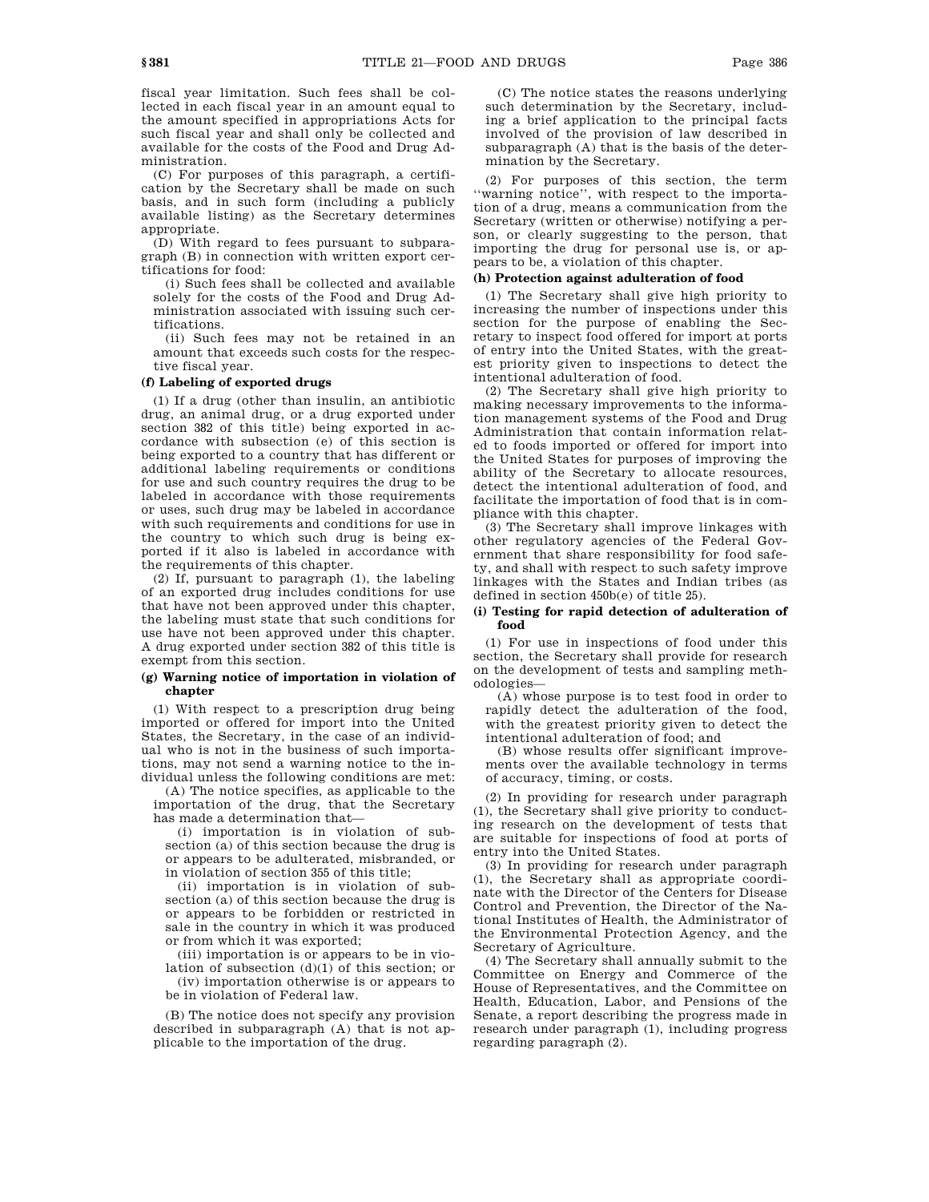fiscal year limitation. Such fees shall be collected in each fiscal year in an amount equal to the amount specified in appropriations Acts for such fiscal year and shall only be collected and available for the costs of the Food and Drug Administration.

(C) For purposes of this paragraph, a certification by the Secretary shall be made on such basis, and in such form (including a publicly available listing) as the Secretary determines appropriate.

(D) With regard to fees pursuant to subparagraph (B) in connection with written export certifications for food:

(i) Such fees shall be collected and available solely for the costs of the Food and Drug Administration associated with issuing such certifications.

(ii) Such fees may not be retained in an amount that exceeds such costs for the respective fiscal year.

**(f) Labeling of exported drugs**

(1) If a drug (other than insulin, an antibiotic drug, an animal drug, or a drug exported under section 382 of this title) being exported in accordance with subsection (e) of this section is being exported to a country that has different or additional labeling requirements or conditions for use and such country requires the drug to be labeled in accordance with those requirements or uses, such drug may be labeled in accordance with such requirements and conditions for use in the country to which such drug is being exported if it also is labeled in accordance with the requirements of this chapter.

(2) If, pursuant to paragraph (1), the labeling of an exported drug includes conditions for use that have not been approved under this chapter, the labeling must state that such conditions for use have not been approved under this chapter. A drug exported under section 382 of this title is exempt from this section.

**(g) Warning notice of importation in violation of chapter**

(1) With respect to a prescription drug being imported or offered for import into the United States, the Secretary, in the case of an individual who is not in the business of such importations, may not send a warning notice to the individual unless the following conditions are met:

(A) The notice specifies, as applicable to the importation of the drug, that the Secretary has made a determination that—

(i) importation is in violation of subsection (a) of this section because the drug is or appears to be adulterated, misbranded, or in violation of section 355 of this title;

(ii) importation is in violation of subsection (a) of this section because the drug is or appears to be forbidden or restricted in sale in the country in which it was produced or from which it was exported;

(iii) importation is or appears to be in violation of subsection (d)(1) of this section; or

(iv) importation otherwise is or appears to be in violation of Federal law.

(B) The notice does not specify any provision described in subparagraph (A) that is not applicable to the importation of the drug.

(C) The notice states the reasons underlying such determination by the Secretary, including a brief application to the principal facts involved of the provision of law described in subparagraph (A) that is the basis of the determination by the Secretary.

(2) For purposes of this section, the term ''warning notice'', with respect to the importation of a drug, means a communication from the Secretary (written or otherwise) notifying a person, or clearly suggesting to the person, that importing the drug for personal use is, or appears to be, a violation of this chapter.

**(h) Protection against adulteration of food**

(1) The Secretary shall give high priority to increasing the number of inspections under this section for the purpose of enabling the Secretary to inspect food offered for import at ports of entry into the United States, with the greatest priority given to inspections to detect the intentional adulteration of food.

(2) The Secretary shall give high priority to making necessary improvements to the information management systems of the Food and Drug Administration that contain information related to foods imported or offered for import into the United States for purposes of improving the ability of the Secretary to allocate resources, detect the intentional adulteration of food, and facilitate the importation of food that is in compliance with this chapter.

(3) The Secretary shall improve linkages with other regulatory agencies of the Federal Government that share responsibility for food safety, and shall with respect to such safety improve linkages with the States and Indian tribes (as defined in section 450b(e) of title 25).

**(i) Testing for rapid detection of adulteration of food**

(1) For use in inspections of food under this section, the Secretary shall provide for research on the development of tests and sampling methodologies—

(A) whose purpose is to test food in order to rapidly detect the adulteration of the food, with the greatest priority given to detect the intentional adulteration of food; and

(B) whose results offer significant improvements over the available technology in terms of accuracy, timing, or costs.

(2) In providing for research under paragraph (1), the Secretary shall give priority to conducting research on the development of tests that are suitable for inspections of food at ports of entry into the United States.

(3) In providing for research under paragraph (1), the Secretary shall as appropriate coordinate with the Director of the Centers for Disease Control and Prevention, the Director of the National Institutes of Health, the Administrator of the Environmental Protection Agency, and the Secretary of Agriculture.

(4) The Secretary shall annually submit to the Committee on Energy and Commerce of the House of Representatives, and the Committee on Health, Education, Labor, and Pensions of the Senate, a report describing the progress made in research under paragraph (1), including progress regarding paragraph (2).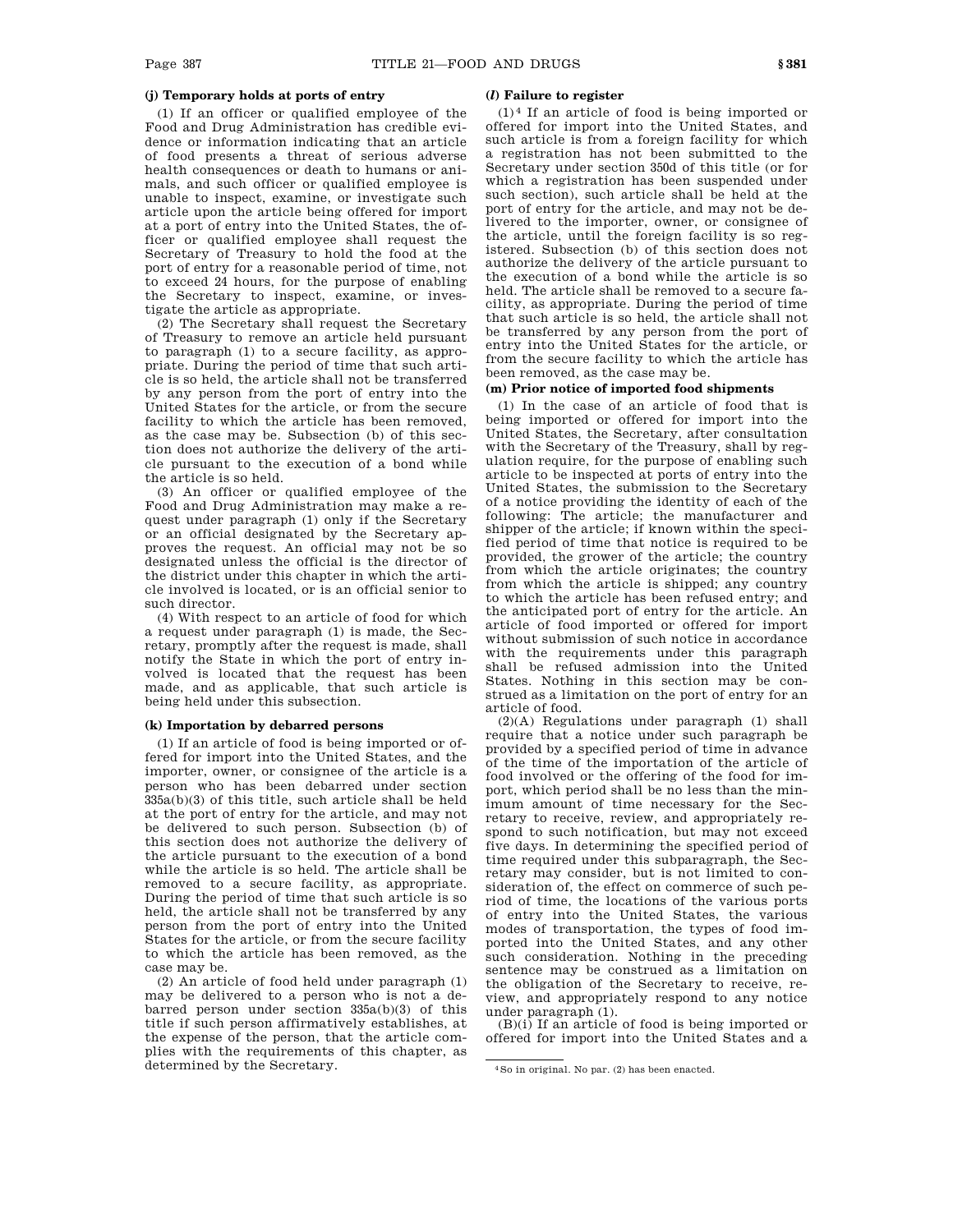### (j) Temporary holds at ports of entry

(1) If an officer or qualified employee of the Food and Drug Administration has credible evidence or information indicating that an article of food presents a threat of serious adverse health consequences or death to humans or animals, and such officer or qualified employee is unable to inspect, examine, or investigate such article upon the article being offered for import at a port of entry into the United States, the officer or qualified employee shall request the Secretary of Treasury to hold the food at the port of entry for a reasonable period of time, not to exceed 24 hours, for the purpose of enabling the Secretary to inspect, examine, or investigate the article as appropriate.

(2) The Secretary shall request the Secretary of Treasury to remove an article held pursuant to paragraph (1) to a secure facility, as appropriate. During the period of time that such article is so held, the article shall not be transferred by any person from the port of entry into the United States for the article, or from the secure facility to which the article has been removed, as the case may be. Subsection (b) of this section does not authorize the delivery of the article pursuant to the execution of a bond while the article is so held.

(3) An officer or qualified employee of the Food and Drug Administration may make a request under paragraph (1) only if the Secretary or an official designated by the Secretary approves the request. An official may not be so designated unless the official is the director of the district under this chapter in which the article involved is located, or is an official senior to such director.

(4) With respect to an article of food for which a request under paragraph (1) is made, the Secretary, promptly after the request is made, shall notify the State in which the port of entry involved is located that the request has been made, and as applicable, that such article is being held under this subsection.

### (k) Importation by debarred persons

(1) If an article of food is being imported or offered for import into the United States, and the importer, owner, or consignee of the article is a person who has been debarred under section 335a(b)(3) of this title, such article shall be held at the port of entry for the article, and may not be delivered to such person. Subsection (b) of this section does not authorize the delivery of the article pursuant to the execution of a bond while the article is so held. The article shall be removed to a secure facility, as appropriate. During the period of time that such article is so held, the article shall not be transferred by any person from the port of entry into the United States for the article, or from the secure facility to which the article has been removed, as the case may be.

(2) An article of food held under paragraph (1) may be delivered to a person who is not a debarred person under section 335a(b)(3) of this title if such person affirmatively establishes, at the expense of the person, that the article complies with the requirements of this chapter, as determined by the Secretary.

### (*l*) Failure to register

(1)[4] If an article of food is being imported or offered for import into the United States, and such article is from a foreign facility for which a registration has not been submitted to the Secretary under section 350d of this title (or for which a registration has been suspended under such section), such article shall be held at the port of entry for the article, and may not be delivered to the importer, owner, or consignee of the article, until the foreign facility is so registered. Subsection (b) of this section does not authorize the delivery of the article pursuant to the execution of a bond while the article is so held. The article shall be removed to a secure facility, as appropriate. During the period of time that such article is so held, the article shall not be transferred by any person from the port of entry into the United States for the article, or from the secure facility to which the article has been removed, as the case may be.

### (m) Prior notice of imported food shipments

(1) In the case of an article of food that is being imported or offered for import into the United States, the Secretary, after consultation with the Secretary of the Treasury, shall by regulation require, for the purpose of enabling such article to be inspected at ports of entry into the United States, the submission to the Secretary of a notice providing the identity of each of the following: The article; the manufacturer and shipper of the article; if known within the specified period of time that notice is required to be provided, the grower of the article; the country from which the article originates; the country from which the article is shipped; any country to which the article has been refused entry; and the anticipated port of entry for the article. An article of food imported or offered for import without submission of such notice in accordance with the requirements under this paragraph shall be refused admission into the United States. Nothing in this section may be construed as a limitation on the port of entry for an article of food.

(2)(A) Regulations under paragraph (1) shall require that a notice under such paragraph be provided by a specified period of time in advance of the time of the importation of the article of food involved or the offering of the food for import, which period shall be no less than the minimum amount of time necessary for the Secretary to receive, review, and appropriately respond to such notification, but may not exceed five days. In determining the specified period of time required under this subparagraph, the Secretary may consider, but is not limited to consideration of, the effect on commerce of such period of time, the locations of the various ports of entry into the United States, the various modes of transportation, the types of food imported into the United States, and any other such consideration. Nothing in the preceding sentence may be construed as a limitation on the obligation of the Secretary to receive, review, and appropriately respond to any notice under paragraph (1).

(B)(i) If an article of food is being imported or offered for import into the United States and a

[4] So in original. No par. (2) has been enacted.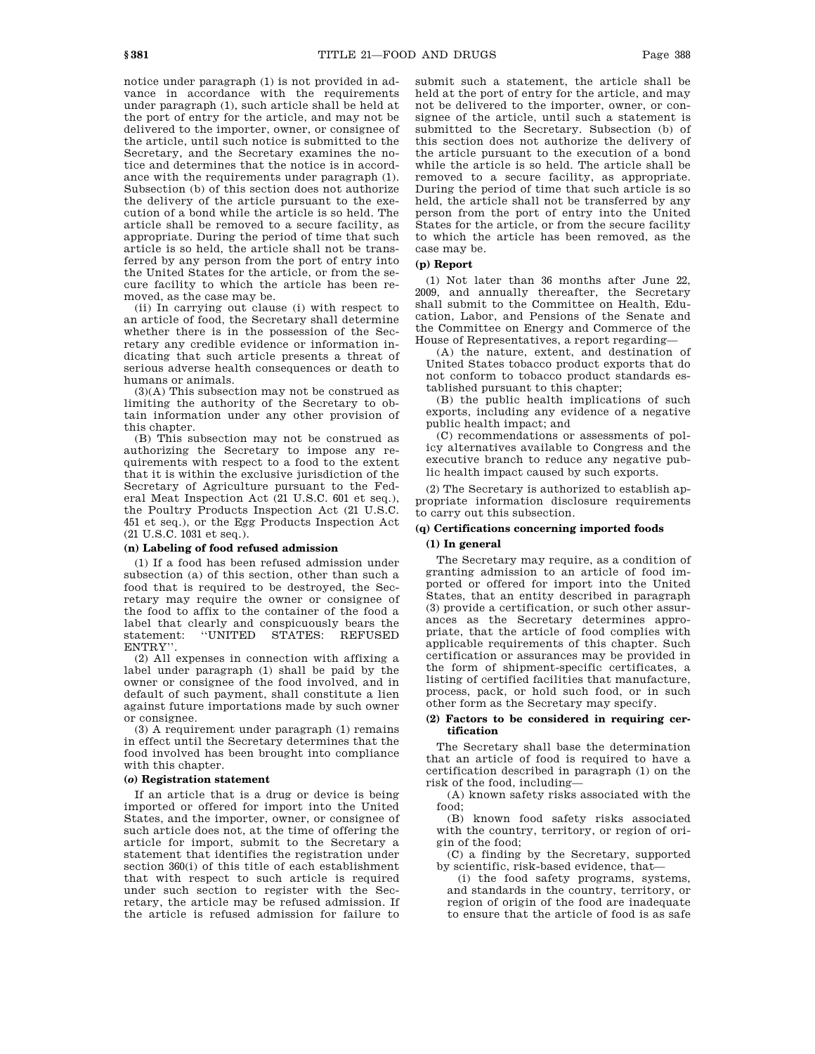notice under paragraph (1) is not provided in advance in accordance with the requirements under paragraph (1), such article shall be held at the port of entry for the article, and may not be delivered to the importer, owner, or consignee of the article, until such notice is submitted to the Secretary, and the Secretary examines the notice and determines that the notice is in accordance with the requirements under paragraph (1). Subsection (b) of this section does not authorize the delivery of the article pursuant to the execution of a bond while the article is so held. The article shall be removed to a secure facility, as appropriate. During the period of time that such article is so held, the article shall not be transferred by any person from the port of entry into the United States for the article, or from the secure facility to which the article has been removed, as the case may be.

(ii) In carrying out clause (i) with respect to an article of food, the Secretary shall determine whether there is in the possession of the Secretary any credible evidence or information indicating that such article presents a threat of serious adverse health consequences or death to humans or animals.

(3)(A) This subsection may not be construed as limiting the authority of the Secretary to obtain information under any other provision of this chapter.

(B) This subsection may not be construed as authorizing the Secretary to impose any requirements with respect to a food to the extent that it is within the exclusive jurisdiction of the Secretary of Agriculture pursuant to the Federal Meat Inspection Act (21 U.S.C. 601 et seq.), the Poultry Products Inspection Act (21 U.S.C. 451 et seq.), or the Egg Products Inspection Act (21 U.S.C. 1031 et seq.).

**(n) Labeling of food refused admission**

(1) If a food has been refused admission under subsection (a) of this section, other than such a food that is required to be destroyed, the Secretary may require the owner or consignee of the food to affix to the container of the food a label that clearly and conspicuously bears the statement: ''UNITED STATES: REFUSED ENTRY''.

(2) All expenses in connection with affixing a label under paragraph (1) shall be paid by the owner or consignee of the food involved, and in default of such payment, shall constitute a lien against future importations made by such owner or consignee.

(3) A requirement under paragraph (1) remains in effect until the Secretary determines that the food involved has been brought into compliance with this chapter.

**(*o*) Registration statement**

If an article that is a drug or device is being imported or offered for import into the United States, and the importer, owner, or consignee of such article does not, at the time of offering the article for import, submit to the Secretary a statement that identifies the registration under section 360(i) of this title of each establishment that with respect to such article is required under such section to register with the Secretary, the article may be refused admission. If the article is refused admission for failure to submit such a statement, the article shall be held at the port of entry for the article, and may not be delivered to the importer, owner, or consignee of the article, until such a statement is submitted to the Secretary. Subsection (b) of this section does not authorize the delivery of the article pursuant to the execution of a bond while the article is so held. The article shall be removed to a secure facility, as appropriate. During the period of time that such article is so held, the article shall not be transferred by any person from the port of entry into the United States for the article, or from the secure facility to which the article has been removed, as the case may be.

**(p) Report**

(1) Not later than 36 months after June 22, 2009, and annually thereafter, the Secretary shall submit to the Committee on Health, Education, Labor, and Pensions of the Senate and the Committee on Energy and Commerce of the House of Representatives, a report regarding—

(A) the nature, extent, and destination of United States tobacco product exports that do not conform to tobacco product standards established pursuant to this chapter;

(B) the public health implications of such exports, including any evidence of a negative public health impact; and

(C) recommendations or assessments of policy alternatives available to Congress and the executive branch to reduce any negative public health impact caused by such exports.

(2) The Secretary is authorized to establish appropriate information disclosure requirements to carry out this subsection.

**(q) Certifications concerning imported foods**

**(1) In general**

The Secretary may require, as a condition of granting admission to an article of food imported or offered for import into the United States, that an entity described in paragraph (3) provide a certification, or such other assurances as the Secretary determines appropriate, that the article of food complies with applicable requirements of this chapter. Such certification or assurances may be provided in the form of shipment-specific certificates, a listing of certified facilities that manufacture, process, pack, or hold such food, or in such other form as the Secretary may specify.

**(2) Factors to be considered in requiring certification**

The Secretary shall base the determination that an article of food is required to have a certification described in paragraph (1) on the risk of the food, including—

(A) known safety risks associated with the food;

(B) known food safety risks associated with the country, territory, or region of origin of the food;

(C) a finding by the Secretary, supported by scientific, risk-based evidence, that—

(i) the food safety programs, systems, and standards in the country, territory, or region of origin of the food are inadequate to ensure that the article of food is as safe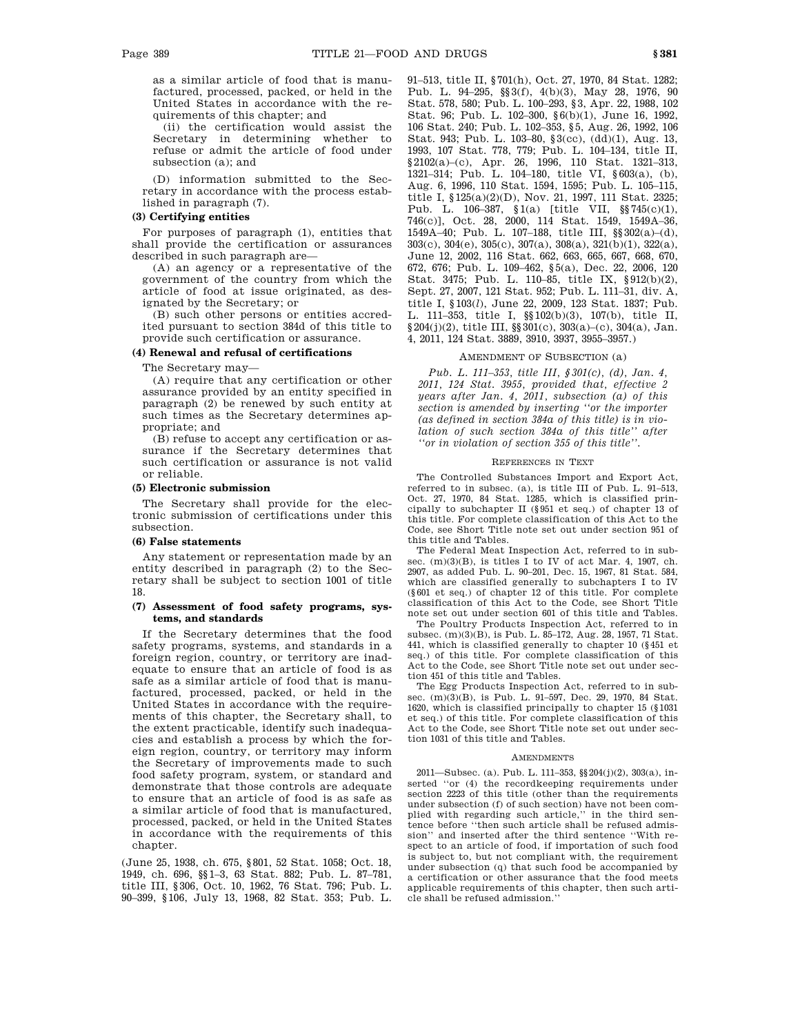as a similar article of food that is manufactured, processed, packed, or held in the United States in accordance with the requirements of this chapter; and

(ii) the certification would assist the Secretary in determining whether to refuse or admit the article of food under subsection (a); and

(D) information submitted to the Secretary in accordance with the process established in paragraph (7).

**(3) Certifying entities**

For purposes of paragraph (1), entities that shall provide the certification or assurances described in such paragraph are—

(A) an agency or a representative of the government of the country from which the article of food at issue originated, as designated by the Secretary; or

(B) such other persons or entities accredited pursuant to section 384d of this title to provide such certification or assurance.

**(4) Renewal and refusal of certifications**

The Secretary may—

(A) require that any certification or other assurance provided by an entity specified in paragraph (2) be renewed by such entity at such times as the Secretary determines appropriate; and

(B) refuse to accept any certification or assurance if the Secretary determines that such certification or assurance is not valid or reliable.

**(5) Electronic submission**

The Secretary shall provide for the electronic submission of certifications under this subsection.

**(6) False statements**

Any statement or representation made by an entity described in paragraph (2) to the Secretary shall be subject to section 1001 of title 18.

**(7) Assessment of food safety programs, systems, and standards**

If the Secretary determines that the food safety programs, systems, and standards in a foreign region, country, or territory are inadequate to ensure that an article of food is as safe as a similar article of food that is manufactured, processed, packed, or held in the United States in accordance with the requirements of this chapter, the Secretary shall, to the extent practicable, identify such inadequacies and establish a process by which the foreign region, country, or territory may inform the Secretary of improvements made to such food safety program, system, or standard and demonstrate that those controls are adequate to ensure that an article of food is as safe as a similar article of food that is manufactured, processed, packed, or held in the United States in accordance with the requirements of this chapter.

(June 25, 1938, ch. 675, §801, 52 Stat. 1058; Oct. 18, 1949, ch. 696, §§1–3, 63 Stat. 882; Pub. L. 87–781, title III, §306, Oct. 10, 1962, 76 Stat. 796; Pub. L. 90–399, §106, July 13, 1968, 82 Stat. 353; Pub. L. 91–513, title II, §701(h), Oct. 27, 1970, 84 Stat. 1282; Pub. L. 94–295, §§3(f), 4(b)(3), May 28, 1976, 90 Stat. 578, 580; Pub. L. 100–293, §3, Apr. 22, 1988, 102 Stat. 96; Pub. L. 102–300, §6(b)(1), June 16, 1992, 106 Stat. 240; Pub. L. 102–353, §5, Aug. 26, 1992, 106 Stat. 943; Pub. L. 103–80, §3(cc), (dd)(1), Aug. 13, 1993, 107 Stat. 778, 779; Pub. L. 104–134, title II, §2102(a)–(c), Apr. 26, 1996, 110 Stat. 1321–313, 1321–314; Pub. L. 104–180, title VI, §603(a), (b), Aug. 6, 1996, 110 Stat. 1594, 1595; Pub. L. 105–115, title I, §125(a)(2)(D), Nov. 21, 1997, 111 Stat. 2325; Pub. L. 106–387, §1(a) [title VII, §§745(c)(1), 746(c)], Oct. 28, 2000, 114 Stat. 1549, 1549A–36, 1549A–40; Pub. L. 107–188, title III, §§302(a)–(d), 303(c), 304(e), 305(c), 307(a), 308(a), 321(b)(1), 322(a), June 12, 2002, 116 Stat. 662, 663, 665, 667, 668, 670, 672, 676; Pub. L. 109–462, §5(a), Dec. 22, 2006, 120 Stat. 3475; Pub. L. 110–85, title IX, §912(b)(2), Sept. 27, 2007, 121 Stat. 952; Pub. L. 111–31, div. A, title I, §103(*l*), June 22, 2009, 123 Stat. 1837; Pub. L. 111–353, title I, §§102(b)(3), 107(b), title II, §204(j)(2), title III, §§301(c), 303(a)–(c), 304(a), Jan. 4, 2011, 124 Stat. 3889, 3910, 3937, 3955–3957.)

AMENDMENT OF SUBSECTION (a)

*Pub. L. 111–353, title III, §301(c), (d), Jan. 4, 2011, 124 Stat. 3955, provided that, effective 2 years after Jan. 4, 2011, subsection (a) of this section is amended by inserting "or the importer (as defined in section 384a of this title) is in violation of such section 384a of this title" after "or in violation of section 355 of this title".*

REFERENCES IN TEXT

The Controlled Substances Import and Export Act, referred to in subsec. (a), is title III of Pub. L. 91–513, Oct. 27, 1970, 84 Stat. 1285, which is classified principally to subchapter II (§951 et seq.) of chapter 13 of this title. For complete classification of this Act to the Code, see Short Title note set out under section 951 of this title and Tables.

The Federal Meat Inspection Act, referred to in subsec. (m)(3)(B), is titles I to IV of act Mar. 4, 1907, ch. 2907, as added Pub. L. 90–201, Dec. 15, 1967, 81 Stat. 584, which are classified generally to subchapters I to IV (§601 et seq.) of chapter 12 of this title. For complete classification of this Act to the Code, see Short Title note set out under section 601 of this title and Tables.

The Poultry Products Inspection Act, referred to in subsec. (m)(3)(B), is Pub. L. 85–172, Aug. 28, 1957, 71 Stat. 441, which is classified generally to chapter 10 (§451 et seq.) of this title. For complete classification of this Act to the Code, see Short Title note set out under section 451 of this title and Tables.

The Egg Products Inspection Act, referred to in subsec. (m)(3)(B), is Pub. L. 91–597, Dec. 29, 1970, 84 Stat. 1620, which is classified principally to chapter 15 (§1031 et seq.) of this title. For complete classification of this Act to the Code, see Short Title note set out under section 1031 of this title and Tables.

AMENDMENTS

2011—Subsec. (a). Pub. L. 111–353, §§204(j)(2), 303(a), inserted "or (4) the recordkeeping requirements under section 2223 of this title (other than the requirements under subsection (f) of such section) have not been complied with regarding such article," in the third sentence before "then such article shall be refused admission" and inserted after the third sentence "With respect to an article of food, if importation of such food is subject to, but not compliant with, the requirement under subsection (q) that such food be accompanied by a certification or other assurance that the food meets applicable requirements of this chapter, then such article shall be refused admission."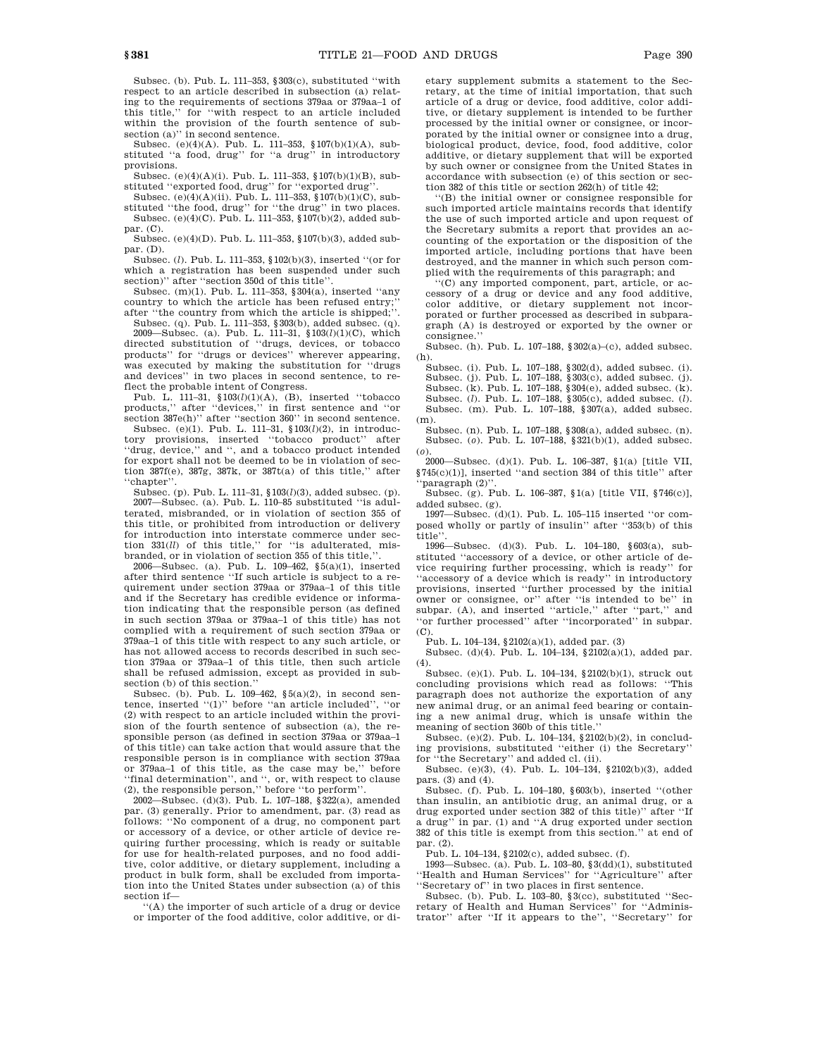Subsec. (b). Pub. L. 111–353, §303(c), substituted ''with respect to an article described in subsection (a) relating to the requirements of sections 379aa or 379aa–1 of this title,'' for ''with respect to an article included within the provision of the fourth sentence of subsection (a)'' in second sentence.

Subsec. (e)(4)(A). Pub. L. 111–353, §107(b)(1)(A), substituted ''a food, drug'' for ''a drug'' in introductory provisions.

Subsec. (e)(4)(A)(i). Pub. L. 111–353, §107(b)(1)(B), substituted ''exported food, drug'' for ''exported drug''.

Subsec. (e)(4)(A)(ii). Pub. L. 111–353, §107(b)(1)(C), substituted ''the food, drug'' for ''the drug'' in two places.

Subsec. (e)(4)(C). Pub. L. 111–353, §107(b)(2), added subpar. (C).

Subsec. (e)(4)(D). Pub. L. 111–353, §107(b)(3), added subpar. (D).

Subsec. (*l*). Pub. L. 111–353, §102(b)(3), inserted ''(or for which a registration has been suspended under such section)'' after ''section 350d of this title''.

Subsec. (m)(1). Pub. L. 111–353, §304(a), inserted ''any country to which the article has been refused entry;'' after ''the country from which the article is shipped;''.

Subsec. (q). Pub. L. 111–353, §303(b), added subsec. (q).

2009—Subsec. (a). Pub. L. 111–31, §103(*l*)(1)(C), which directed substitution of ''drugs, devices, or tobacco products'' for ''drugs or devices'' wherever appearing, was executed by making the substitution for ''drugs and devices'' in two places in second sentence, to reflect the probable intent of Congress.

Pub. L. 111–31, §103(*l*)(1)(A), (B), inserted ''tobacco products,'' after ''devices,'' in first sentence and ''or section 387e(h)'' after ''section 360'' in second sentence.

Subsec. (e)(1). Pub. L. 111–31, §103(*l*)(2), in introductory provisions, inserted ''tobacco product'' after ''drug, device,'' and '', and a tobacco product intended for export shall not be deemed to be in violation of section 387f(e), 387g, 387k, or 387t(a) of this title,'' after ''chapter''.

Subsec. (p). Pub. L. 111–31, §103(*l*)(3), added subsec. (p).

2007—Subsec. (a). Pub. L. 110–85 substituted ''is adulterated, misbranded, or in violation of section 355 of this title, or prohibited from introduction or delivery for introduction into interstate commerce under section 331(*ll*) of this title,'' for ''is adulterated, misbranded, or in violation of section 355 of this title,''.

2006—Subsec. (a). Pub. L. 109–462, §5(a)(1), inserted after third sentence ''If such article is subject to a requirement under section 379aa or 379aa–1 of this title and if the Secretary has credible evidence or information indicating that the responsible person (as defined in such section 379aa or 379aa–1 of this title) has not complied with a requirement of such section 379aa or 379aa–1 of this title with respect to any such article, or has not allowed access to records described in such section 379aa or 379aa–1 of this title, then such article shall be refused admission, except as provided in subsection (b) of this section.''

Subsec. (b). Pub. L. 109–462, §5(a)(2), in second sentence, inserted ''(1)'' before ''an article included'', ''or (2) with respect to an article included within the provision of the fourth sentence of subsection (a), the responsible person (as defined in section 379aa or 379aa–1 of this title) can take action that would assure that the responsible person is in compliance with section 379aa or 379aa–1 of this title, as the case may be,'' before ''final determination'', and '', or, with respect to clause (2), the responsible person,'' before ''to perform''.

2002—Subsec. (d)(3). Pub. L. 107–188, §322(a), amended par. (3) generally. Prior to amendment, par. (3) read as follows: ''No component of a drug, no component part or accessory of a device, or other article of device requiring further processing, which is ready or suitable for use for health-related purposes, and no food additive, color additive, or dietary supplement, including a product in bulk form, shall be excluded from importation into the United States under subsection (a) of this section if—

''(A) the importer of such article of a drug or device or importer of the food additive, color additive, or dietary supplement submits a statement to the Secretary, at the time of initial importation, that such article of a drug or device, food additive, color additive, or dietary supplement is intended to be further processed by the initial owner or consignee, or incorporated by the initial owner or consignee into a drug, biological product, device, food, food additive, color additive, or dietary supplement that will be exported by such owner or consignee from the United States in accordance with subsection (e) of this section or section 382 of this title or section 262(h) of title 42;

''(B) the initial owner or consignee responsible for such imported article maintains records that identify the use of such imported article and upon request of the Secretary submits a report that provides an accounting of the exportation or the disposition of the imported article, including portions that have been destroyed, and the manner in which such person complied with the requirements of this paragraph; and

''(C) any imported component, part, article, or accessory of a drug or device and any food additive, color additive, or dietary supplement not incorporated or further processed as described in subparagraph (A) is destroyed or exported by the owner or consignee.''

Subsec. (h). Pub. L. 107–188, §302(a)–(c), added subsec. (h).

Subsec. (i). Pub. L. 107–188, §302(d), added subsec. (i).

Subsec. (j). Pub. L. 107–188, §303(c), added subsec. (j).

Subsec. (k). Pub. L. 107–188, §304(e), added subsec. (k).

Subsec. (*l*). Pub. L. 107–188, §305(c), added subsec. (*l*).

Subsec. (m). Pub. L. 107–188, §307(a), added subsec. (m).

Subsec. (n). Pub. L. 107–188, §308(a), added subsec. (n).

Subsec. (*o*). Pub. L. 107–188, §321(b)(1), added subsec. (*o*).

2000—Subsec. (d)(1). Pub. L. 106–387, §1(a) [title VII, §745(c)(1)], inserted ''and section 384 of this title'' after ''paragraph (2)''.

Subsec. (g). Pub. L. 106–387, §1(a) [title VII, §746(c)], added subsec. (g).

1997—Subsec. (d)(1). Pub. L. 105–115 inserted ''or composed wholly or partly of insulin'' after ''353(b) of this title''.

1996—Subsec. (d)(3). Pub. L. 104–180, §603(a), substituted ''accessory of a device, or other article of device requiring further processing, which is ready'' for ''accessory of a device which is ready'' in introductory provisions, inserted ''further processed by the initial owner or consignee, or'' after ''is intended to be'' in subpar. (A), and inserted ''article,'' after ''part,'' and ''or further processed'' after ''incorporated'' in subpar. (C).

Pub. L. 104–134, §2102(a)(1), added par. (3)

Subsec. (d)(4). Pub. L. 104–134, §2102(a)(1), added par. (4).

Subsec. (e)(1). Pub. L. 104–134, §2102(b)(1), struck out concluding provisions which read as follows: ''This paragraph does not authorize the exportation of any new animal drug, or an animal feed bearing or containing a new animal drug, which is unsafe within the meaning of section 360b of this title.''

Subsec. (e)(2). Pub. L. 104–134, §2102(b)(2), in concluding provisions, substituted ''either (i) the Secretary'' for ''the Secretary'' and added cl. (ii).

Subsec. (e)(3), (4). Pub. L. 104–134, §2102(b)(3), added pars. (3) and (4).

Subsec. (f). Pub. L. 104–180, §603(b), inserted ''(other than insulin, an antibiotic drug, an animal drug, or a drug exported under section 382 of this title)'' after ''If a drug'' in par. (1) and ''A drug exported under section 382 of this title is exempt from this section.'' at end of par. (2).

Pub. L. 104–134, §2102(c), added subsec. (f).

1993—Subsec. (a). Pub. L. 103–80, §3(dd)(1), substituted ''Health and Human Services'' for ''Agriculture'' after ''Secretary of'' in two places in first sentence.

Subsec. (b). Pub. L. 103–80, §3(cc), substituted ''Secretary of Health and Human Services'' for ''Administrator'' after ''If it appears to the'', ''Secretary'' for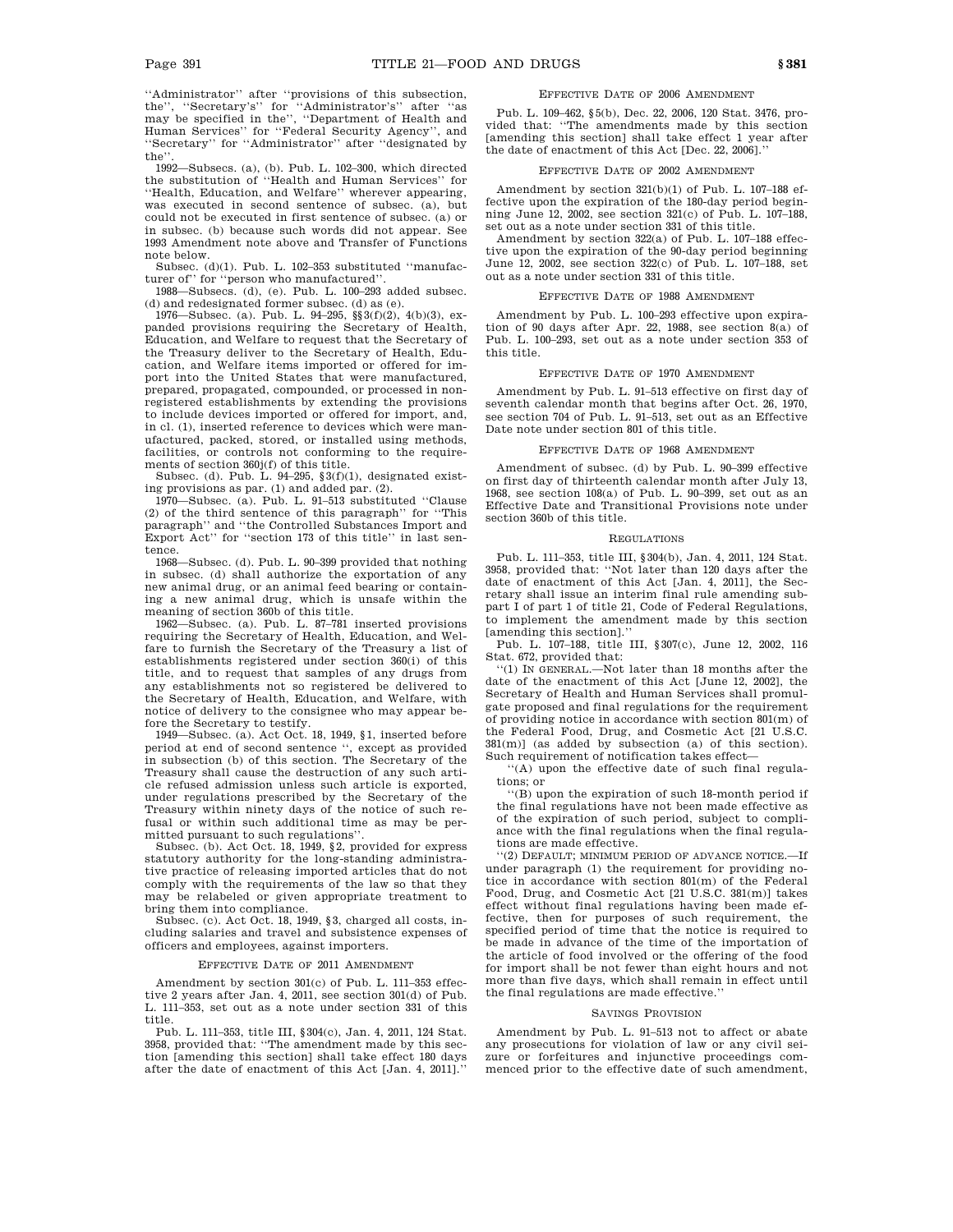''Administrator'' after ''provisions of this subsection, the'', ''Secretary's'' for ''Administrator's'' after ''as may be specified in the'', ''Department of Health and Human Services'' for ''Federal Security Agency'', and ''Secretary'' for ''Administrator'' after ''designated by the''.

1992—Subsecs. (a), (b). Pub. L. 102–300, which directed the substitution of ''Health and Human Services'' for ''Health, Education, and Welfare'' wherever appearing, was executed in second sentence of subsec. (a), but could not be executed in first sentence of subsec. (a) or in subsec. (b) because such words did not appear. See 1993 Amendment note above and Transfer of Functions note below.

Subsec. (d)(1). Pub. L. 102–353 substituted ''manufacturer of'' for ''person who manufactured''.

1988—Subsecs. (d), (e). Pub. L. 100–293 added subsec. (d) and redesignated former subsec. (d) as (e).

1976—Subsec. (a). Pub. L. 94–295, §§3(f)(2), 4(b)(3), expanded provisions requiring the Secretary of Health, Education, and Welfare to request that the Secretary of the Treasury deliver to the Secretary of Health, Education, and Welfare items imported or offered for import into the United States that were manufactured, prepared, propagated, compounded, or processed in nonregistered establishments by extending the provisions to include devices imported or offered for import, and, in cl. (1), inserted reference to devices which were manufactured, packed, stored, or installed using methods, facilities, or controls not conforming to the requirements of section 360j(f) of this title.

Subsec. (d). Pub. L. 94–295, §3(f)(1), designated existing provisions as par. (1) and added par. (2).

1970—Subsec. (a). Pub. L. 91–513 substituted ''Clause (2) of the third sentence of this paragraph'' for ''This paragraph'' and ''the Controlled Substances Import and Export Act'' for ''section 173 of this title'' in last sentence.

1968—Subsec. (d). Pub. L. 90–399 provided that nothing in subsec. (d) shall authorize the exportation of any new animal drug, or an animal feed bearing or containing a new animal drug, which is unsafe within the meaning of section 360b of this title.

1962—Subsec. (a). Pub. L. 87–781 inserted provisions requiring the Secretary of Health, Education, and Welfare to furnish the Secretary of the Treasury a list of establishments registered under section 360(i) of this title, and to request that samples of any drugs from any establishments not so registered be delivered to the Secretary of Health, Education, and Welfare, with notice of delivery to the consignee who may appear before the Secretary to testify.

1949—Subsec. (a). Act Oct. 18, 1949, §1, inserted before period at end of second sentence '', except as provided in subsection (b) of this section. The Secretary of the Treasury shall cause the destruction of any such article refused admission unless such article is exported, under regulations prescribed by the Secretary of the Treasury within ninety days of the notice of such refusal or within such additional time as may be permitted pursuant to such regulations''.

Subsec. (b). Act Oct. 18, 1949, §2, provided for express statutory authority for the long-standing administrative practice of releasing imported articles that do not comply with the requirements of the law so that they may be relabeled or given appropriate treatment to bring them into compliance.

Subsec. (c). Act Oct. 18, 1949, §3, charged all costs, including salaries and travel and subsistence expenses of officers and employees, against importers.

## Effective Date of 2011 Amendment

Amendment by section 301(c) of Pub. L. 111–353 effective 2 years after Jan. 4, 2011, see section 301(d) of Pub. L. 111–353, set out as a note under section 331 of this title.

Pub. L. 111–353, title III, §304(c), Jan. 4, 2011, 124 Stat. 3958, provided that: ''The amendment made by this section [amending this section] shall take effect 180 days after the date of enactment of this Act [Jan. 4, 2011].''

## Effective Date of 2006 Amendment

Pub. L. 109–462, §5(b), Dec. 22, 2006, 120 Stat. 3476, provided that: ''The amendments made by this section [amending this section] shall take effect 1 year after the date of enactment of this Act [Dec. 22, 2006].''

## Effective Date of 2002 Amendment

Amendment by section 321(b)(1) of Pub. L. 107–188 effective upon the expiration of the 180-day period beginning June 12, 2002, see section 321(c) of Pub. L. 107–188, set out as a note under section 331 of this title.

Amendment by section 322(a) of Pub. L. 107–188 effective upon the expiration of the 90-day period beginning June 12, 2002, see section 322(c) of Pub. L. 107–188, set out as a note under section 331 of this title.

## Effective Date of 1988 Amendment

Amendment by Pub. L. 100–293 effective upon expiration of 90 days after Apr. 22, 1988, see section 8(a) of Pub. L. 100–293, set out as a note under section 353 of this title.

## Effective Date of 1970 Amendment

Amendment by Pub. L. 91–513 effective on first day of seventh calendar month that begins after Oct. 26, 1970, see section 704 of Pub. L. 91–513, set out as an Effective Date note under section 801 of this title.

## Effective Date of 1968 Amendment

Amendment of subsec. (d) by Pub. L. 90–399 effective on first day of thirteenth calendar month after July 13, 1968, see section 108(a) of Pub. L. 90–399, set out as an Effective Date and Transitional Provisions note under section 360b of this title.

## Regulations

Pub. L. 111–353, title III, §304(b), Jan. 4, 2011, 124 Stat. 3958, provided that: ''Not later than 120 days after the date of enactment of this Act [Jan. 4, 2011], the Secretary shall issue an interim final rule amending subpart I of part 1 of title 21, Code of Federal Regulations, to implement the amendment made by this section [amending this section].''

Pub. L. 107–188, title III, §307(c), June 12, 2002, 116 Stat. 672, provided that:

''(1) In general.—Not later than 18 months after the date of the enactment of this Act [June 12, 2002], the Secretary of Health and Human Services shall promulgate proposed and final regulations for the requirement of providing notice in accordance with section 801(m) of the Federal Food, Drug, and Cosmetic Act [21 U.S.C. 381(m)] (as added by subsection (a) of this section). Such requirement of notification takes effect—

''(A) upon the effective date of such final regulations; or

''(B) upon the expiration of such 18-month period if the final regulations have not been made effective as of the expiration of such period, subject to compliance with the final regulations when the final regulations are made effective.

''(2) Default; minimum period of advance notice.—If under paragraph (1) the requirement for providing notice in accordance with section 801(m) of the Federal Food, Drug, and Cosmetic Act [21 U.S.C. 381(m)] takes effect without final regulations having been made effective, then for purposes of such requirement, the specified period of time that the notice is required to be made in advance of the time of the importation of the article of food involved or the offering of the food for import shall be not fewer than eight hours and not more than five days, which shall remain in effect until the final regulations are made effective.''

## Savings Provision

Amendment by Pub. L. 91–513 not to affect or abate any prosecutions for violation of law or any civil seizure or forfeitures and injunctive proceedings commenced prior to the effective date of such amendment,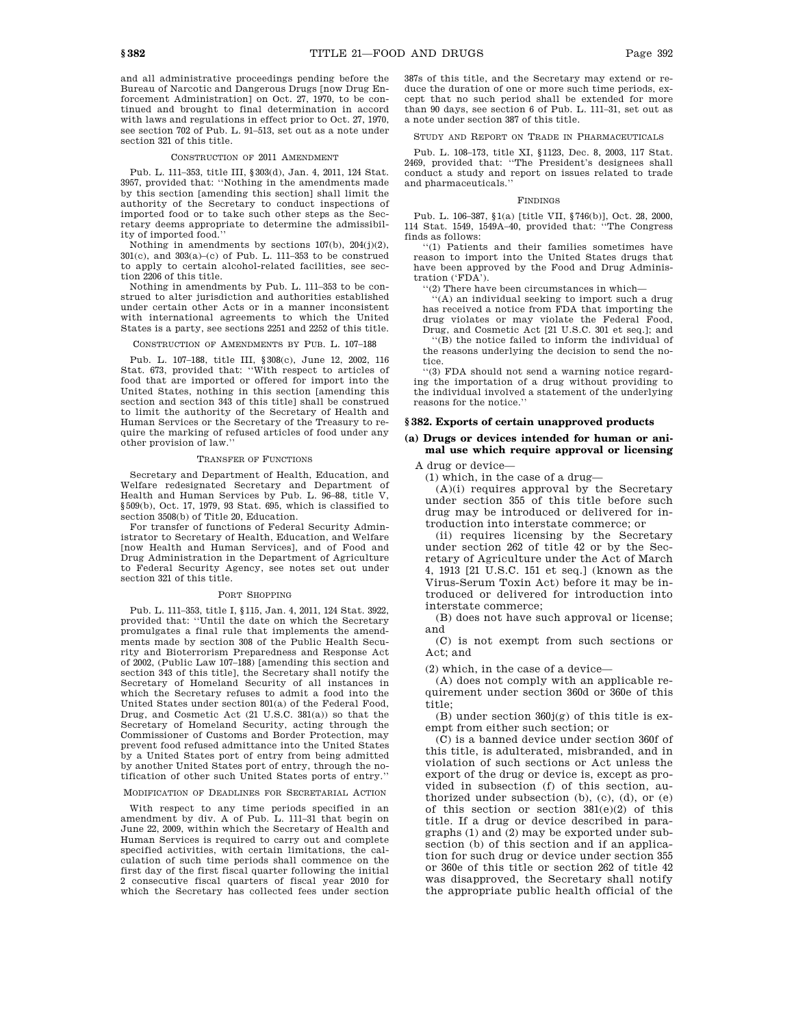and all administrative proceedings pending before the Bureau of Narcotic and Dangerous Drugs [now Drug Enforcement Administration] on Oct. 27, 1970, to be continued and brought to final determination in accord with laws and regulations in effect prior to Oct. 27, 1970, see section 702 of Pub. L. 91–513, set out as a note under section 321 of this title.

CONSTRUCTION OF 2011 AMENDMENT

Pub. L. 111–353, title III, §303(d), Jan. 4, 2011, 124 Stat. 3957, provided that: ''Nothing in the amendments made by this section [amending this section] shall limit the authority of the Secretary to conduct inspections of imported food or to take such other steps as the Secretary deems appropriate to determine the admissibility of imported food.''

Nothing in amendments by sections 107(b), 204(j)(2), 301(c), and 303(a)–(c) of Pub. L. 111–353 to be construed to apply to certain alcohol-related facilities, see section 2206 of this title.

Nothing in amendments by Pub. L. 111–353 to be construed to alter jurisdiction and authorities established under certain other Acts or in a manner inconsistent with international agreements to which the United States is a party, see sections 2251 and 2252 of this title.

CONSTRUCTION OF AMENDMENTS BY PUB. L. 107–188

Pub. L. 107–188, title III, §308(c), June 12, 2002, 116 Stat. 673, provided that: ''With respect to articles of food that are imported or offered for import into the United States, nothing in this section [amending this section and section 343 of this title] shall be construed to limit the authority of the Secretary of Health and Human Services or the Secretary of the Treasury to require the marking of refused articles of food under any other provision of law.''

TRANSFER OF FUNCTIONS

Secretary and Department of Health, Education, and Welfare redesignated Secretary and Department of Health and Human Services by Pub. L. 96–88, title V, §509(b), Oct. 17, 1979, 93 Stat. 695, which is classified to section 3508(b) of Title 20, Education.

For transfer of functions of Federal Security Administrator to Secretary of Health, Education, and Welfare [now Health and Human Services], and of Food and Drug Administration in the Department of Agriculture to Federal Security Agency, see notes set out under section 321 of this title.

PORT SHOPPING

Pub. L. 111–353, title I, §115, Jan. 4, 2011, 124 Stat. 3922, provided that: ''Until the date on which the Secretary promulgates a final rule that implements the amendments made by section 308 of the Public Health Security and Bioterrorism Preparedness and Response Act of 2002, (Public Law 107–188) [amending this section and section 343 of this title], the Secretary shall notify the Secretary of Homeland Security of all instances in which the Secretary refuses to admit a food into the United States under section 801(a) of the Federal Food, Drug, and Cosmetic Act (21 U.S.C. 381(a)) so that the Secretary of Homeland Security, acting through the Commissioner of Customs and Border Protection, may prevent food refused admittance into the United States by a United States port of entry from being admitted by another United States port of entry, through the notification of other such United States ports of entry.''

MODIFICATION OF DEADLINES FOR SECRETARIAL ACTION

With respect to any time periods specified in an amendment by div. A of Pub. L. 111–31 that begin on June 22, 2009, within which the Secretary of Health and Human Services is required to carry out and complete specified activities, with certain limitations, the calculation of such time periods shall commence on the first day of the first fiscal quarter following the initial 2 consecutive fiscal quarters of fiscal year 2010 for which the Secretary has collected fees under section 387s of this title, and the Secretary may extend or reduce the duration of one or more such time periods, except that no such period shall be extended for more than 90 days, see section 6 of Pub. L. 111–31, set out as a note under section 387 of this title.

STUDY AND REPORT ON TRADE IN PHARMACEUTICALS

Pub. L. 108–173, title XI, §1123, Dec. 8, 2003, 117 Stat. 2469, provided that: ''The President's designees shall conduct a study and report on issues related to trade and pharmaceuticals.''

FINDINGS

Pub. L. 106–387, §1(a) [title VII, §746(b)], Oct. 28, 2000, 114 Stat. 1549, 1549A–40, provided that: ''The Congress finds as follows:

''(1) Patients and their families sometimes have reason to import into the United States drugs that have been approved by the Food and Drug Administration ('FDA').

''(2) There have been circumstances in which—

''(A) an individual seeking to import such a drug has received a notice from FDA that importing the drug violates or may violate the Federal Food, Drug, and Cosmetic Act [21 U.S.C. 301 et seq.]; and

''(B) the notice failed to inform the individual of the reasons underlying the decision to send the notice.

''(3) FDA should not send a warning notice regarding the importation of a drug without providing to the individual involved a statement of the underlying reasons for the notice.''

## § 382. Exports of certain unapproved products

### (a) Drugs or devices intended for human or animal use which require approval or licensing

A drug or device—

(1) which, in the case of a drug—

(A)(i) requires approval by the Secretary under section 355 of this title before such drug may be introduced or delivered for introduction into interstate commerce; or

(ii) requires licensing by the Secretary under section 262 of title 42 or by the Secretary of Agriculture under the Act of March 4, 1913 [21 U.S.C. 151 et seq.] (known as the Virus-Serum Toxin Act) before it may be introduced or delivered for introduction into interstate commerce;

(B) does not have such approval or license; and

(C) is not exempt from such sections or Act; and

(2) which, in the case of a device—

(A) does not comply with an applicable requirement under section 360d or 360e of this title;

(B) under section 360j(g) of this title is exempt from either such section; or

(C) is a banned device under section 360f of this title, is adulterated, misbranded, and in violation of such sections or Act unless the export of the drug or device is, except as provided in subsection (f) of this section, authorized under subsection (b), (c), (d), or (e) of this section or section 381(e)(2) of this title. If a drug or device described in paragraphs (1) and (2) may be exported under subsection (b) of this section and if an application for such drug or device under section 355 or 360e of this title or section 262 of title 42 was disapproved, the Secretary shall notify the appropriate public health official of the